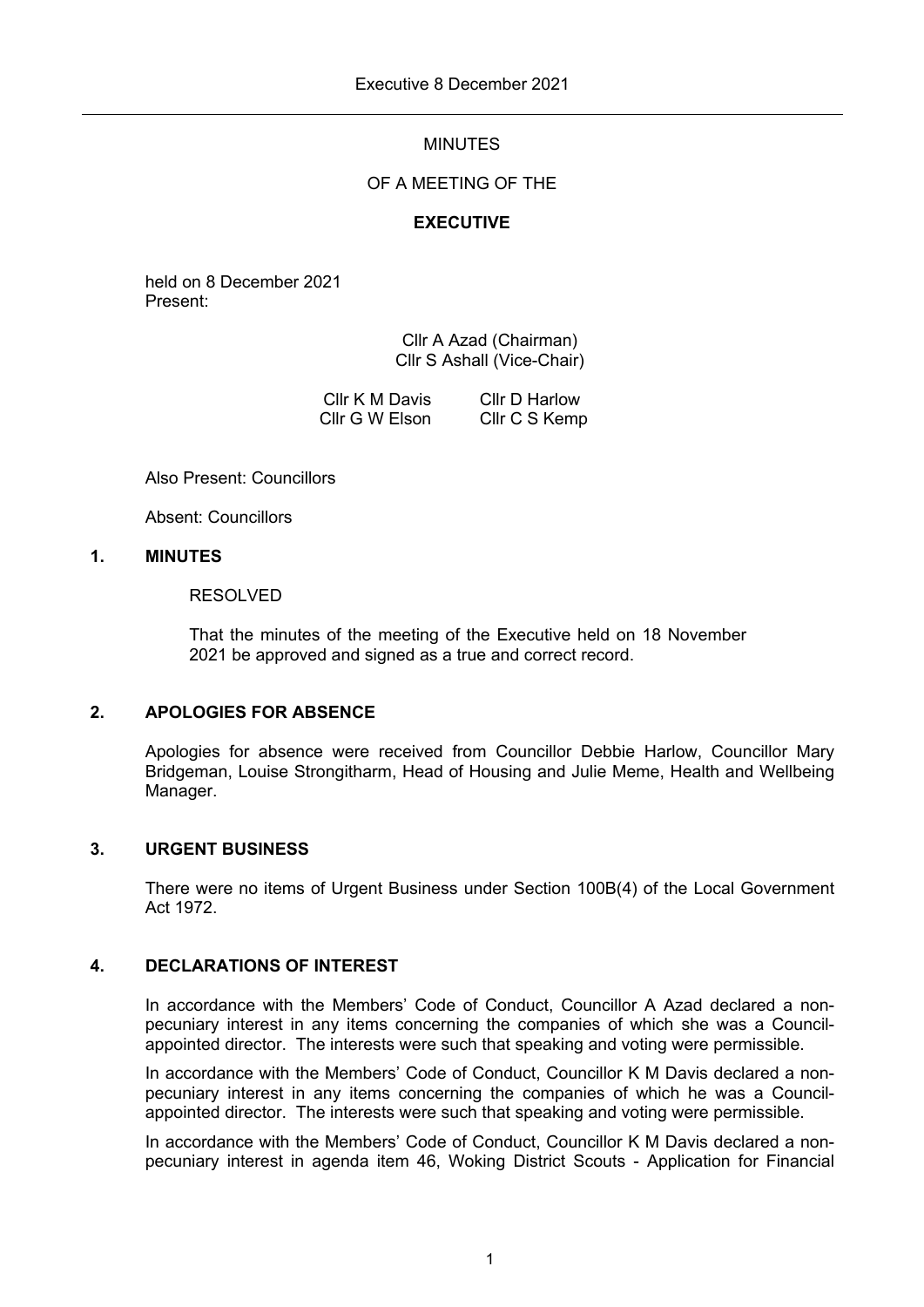# MINUTES

## OF A MEETING OF THE

## EXECUTIVE

held on 8 December 2021
Present:

Cllr A Azad (Chairman)
Cllr S Ashall (Vice-Chair)

| | |
|---|---|
| Cllr K M Davis | Cllr D Harlow |
| Cllr G W Elson | Cllr C S Kemp |

Also Present: Councillors

Absent: Councillors

### 1. MINUTES

RESOLVED

That the minutes of the meeting of the Executive held on 18 November 2021 be approved and signed as a true and correct record.

### 2. APOLOGIES FOR ABSENCE

Apologies for absence were received from Councillor Debbie Harlow, Councillor Mary Bridgeman, Louise Strongitharm, Head of Housing and Julie Meme, Health and Wellbeing Manager.

### 3. URGENT BUSINESS

There were no items of Urgent Business under Section 100B(4) of the Local Government Act 1972.

### 4. DECLARATIONS OF INTEREST

In accordance with the Members' Code of Conduct, Councillor A Azad declared a non-pecuniary interest in any items concerning the companies of which she was a Council-appointed director. The interests were such that speaking and voting were permissible.

In accordance with the Members' Code of Conduct, Councillor K M Davis declared a non-pecuniary interest in any items concerning the companies of which he was a Council-appointed director. The interests were such that speaking and voting were permissible.

In accordance with the Members' Code of Conduct, Councillor K M Davis declared a non-pecuniary interest in agenda item 46, Woking District Scouts - Application for Financial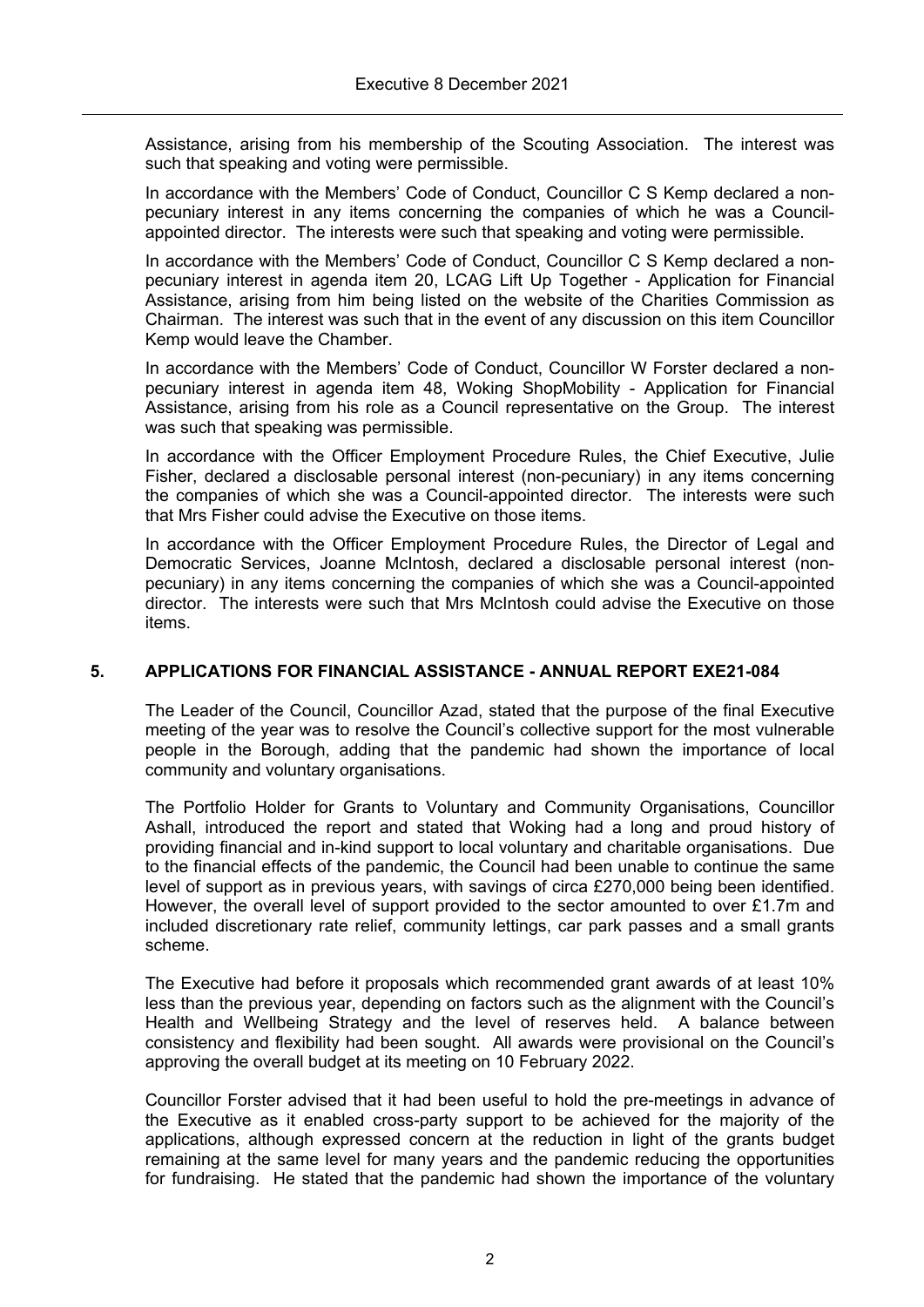Assistance, arising from his membership of the Scouting Association. The interest was such that speaking and voting were permissible.

In accordance with the Members' Code of Conduct, Councillor C S Kemp declared a non-pecuniary interest in any items concerning the companies of which he was a Council-appointed director. The interests were such that speaking and voting were permissible.

In accordance with the Members' Code of Conduct, Councillor C S Kemp declared a non-pecuniary interest in agenda item 20, LCAG Lift Up Together - Application for Financial Assistance, arising from him being listed on the website of the Charities Commission as Chairman. The interest was such that in the event of any discussion on this item Councillor Kemp would leave the Chamber.

In accordance with the Members' Code of Conduct, Councillor W Forster declared a non-pecuniary interest in agenda item 48, Woking ShopMobility - Application for Financial Assistance, arising from his role as a Council representative on the Group. The interest was such that speaking was permissible.

In accordance with the Officer Employment Procedure Rules, the Chief Executive, Julie Fisher, declared a disclosable personal interest (non-pecuniary) in any items concerning the companies of which she was a Council-appointed director. The interests were such that Mrs Fisher could advise the Executive on those items.

In accordance with the Officer Employment Procedure Rules, the Director of Legal and Democratic Services, Joanne McIntosh, declared a disclosable personal interest (non-pecuniary) in any items concerning the companies of which she was a Council-appointed director. The interests were such that Mrs McIntosh could advise the Executive on those items.

## 5. APPLICATIONS FOR FINANCIAL ASSISTANCE - ANNUAL REPORT EXE21-084

The Leader of the Council, Councillor Azad, stated that the purpose of the final Executive meeting of the year was to resolve the Council's collective support for the most vulnerable people in the Borough, adding that the pandemic had shown the importance of local community and voluntary organisations.

The Portfolio Holder for Grants to Voluntary and Community Organisations, Councillor Ashall, introduced the report and stated that Woking had a long and proud history of providing financial and in-kind support to local voluntary and charitable organisations. Due to the financial effects of the pandemic, the Council had been unable to continue the same level of support as in previous years, with savings of circa £270,000 being been identified. However, the overall level of support provided to the sector amounted to over £1.7m and included discretionary rate relief, community lettings, car park passes and a small grants scheme.

The Executive had before it proposals which recommended grant awards of at least 10% less than the previous year, depending on factors such as the alignment with the Council's Health and Wellbeing Strategy and the level of reserves held. A balance between consistency and flexibility had been sought. All awards were provisional on the Council's approving the overall budget at its meeting on 10 February 2022.

Councillor Forster advised that it had been useful to hold the pre-meetings in advance of the Executive as it enabled cross-party support to be achieved for the majority of the applications, although expressed concern at the reduction in light of the grants budget remaining at the same level for many years and the pandemic reducing the opportunities for fundraising. He stated that the pandemic had shown the importance of the voluntary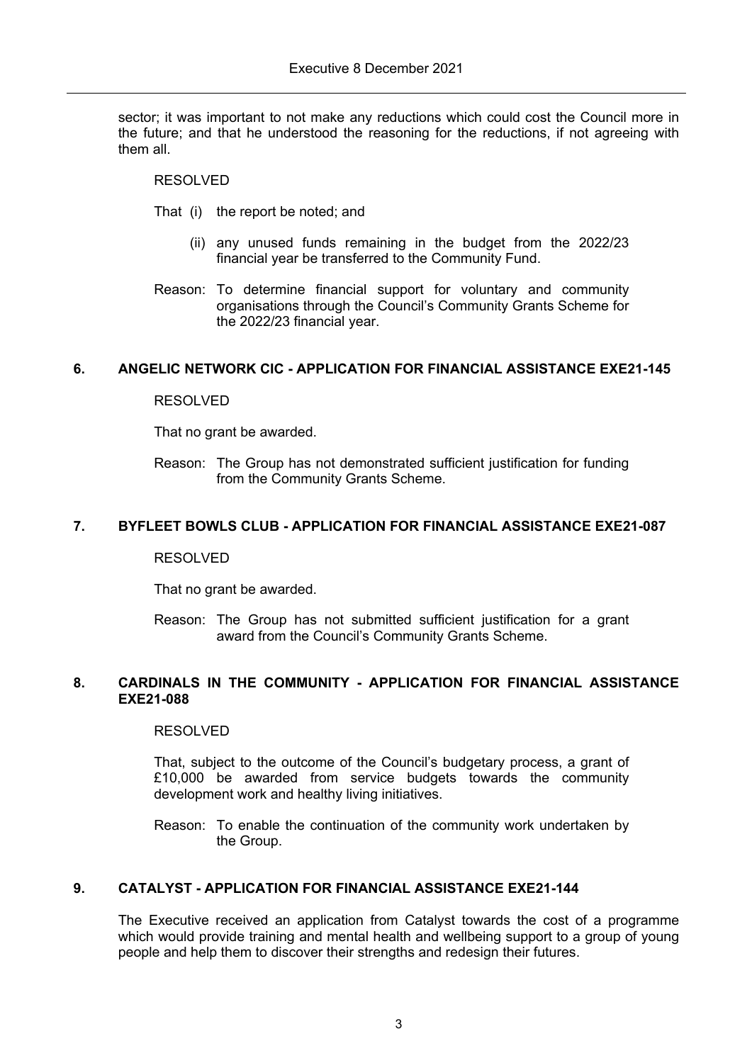sector; it was important to not make any reductions which could cost the Council more in the future; and that he understood the reasoning for the reductions, if not agreeing with them all.

RESOLVED

That (i) the report be noted; and

(ii) any unused funds remaining in the budget from the 2022/23 financial year be transferred to the Community Fund.

Reason: To determine financial support for voluntary and community organisations through the Council's Community Grants Scheme for the 2022/23 financial year.

## 6. ANGELIC NETWORK CIC - APPLICATION FOR FINANCIAL ASSISTANCE EXE21-145

RESOLVED

That no grant be awarded.

Reason: The Group has not demonstrated sufficient justification for funding from the Community Grants Scheme.

## 7. BYFLEET BOWLS CLUB - APPLICATION FOR FINANCIAL ASSISTANCE EXE21-087

RESOLVED

That no grant be awarded.

Reason: The Group has not submitted sufficient justification for a grant award from the Council's Community Grants Scheme.

## 8. CARDINALS IN THE COMMUNITY - APPLICATION FOR FINANCIAL ASSISTANCE EXE21-088

RESOLVED

That, subject to the outcome of the Council's budgetary process, a grant of £10,000 be awarded from service budgets towards the community development work and healthy living initiatives.

Reason: To enable the continuation of the community work undertaken by the Group.

## 9. CATALYST - APPLICATION FOR FINANCIAL ASSISTANCE EXE21-144

The Executive received an application from Catalyst towards the cost of a programme which would provide training and mental health and wellbeing support to a group of young people and help them to discover their strengths and redesign their futures.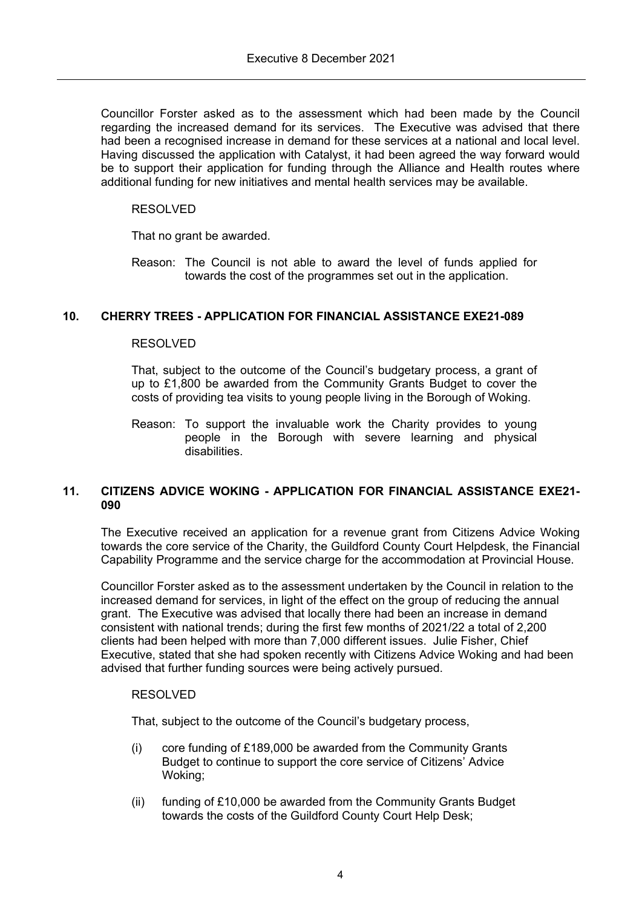Councillor Forster asked as to the assessment which had been made by the Council regarding the increased demand for its services. The Executive was advised that there had been a recognised increase in demand for these services at a national and local level. Having discussed the application with Catalyst, it had been agreed the way forward would be to support their application for funding through the Alliance and Health routes where additional funding for new initiatives and mental health services may be available.

RESOLVED

That no grant be awarded.

Reason: The Council is not able to award the level of funds applied for towards the cost of the programmes set out in the application.

## 10. CHERRY TREES - APPLICATION FOR FINANCIAL ASSISTANCE EXE21-089

RESOLVED

That, subject to the outcome of the Council's budgetary process, a grant of up to £1,800 be awarded from the Community Grants Budget to cover the costs of providing tea visits to young people living in the Borough of Woking.

Reason: To support the invaluable work the Charity provides to young people in the Borough with severe learning and physical disabilities.

## 11. CITIZENS ADVICE WOKING - APPLICATION FOR FINANCIAL ASSISTANCE EXE21-090

The Executive received an application for a revenue grant from Citizens Advice Woking towards the core service of the Charity, the Guildford County Court Helpdesk, the Financial Capability Programme and the service charge for the accommodation at Provincial House.

Councillor Forster asked as to the assessment undertaken by the Council in relation to the increased demand for services, in light of the effect on the group of reducing the annual grant. The Executive was advised that locally there had been an increase in demand consistent with national trends; during the first few months of 2021/22 a total of 2,200 clients had been helped with more than 7,000 different issues. Julie Fisher, Chief Executive, stated that she had spoken recently with Citizens Advice Woking and had been advised that further funding sources were being actively pursued.

RESOLVED

That, subject to the outcome of the Council's budgetary process,

(i) core funding of £189,000 be awarded from the Community Grants Budget to continue to support the core service of Citizens' Advice Woking;

(ii) funding of £10,000 be awarded from the Community Grants Budget towards the costs of the Guildford County Court Help Desk;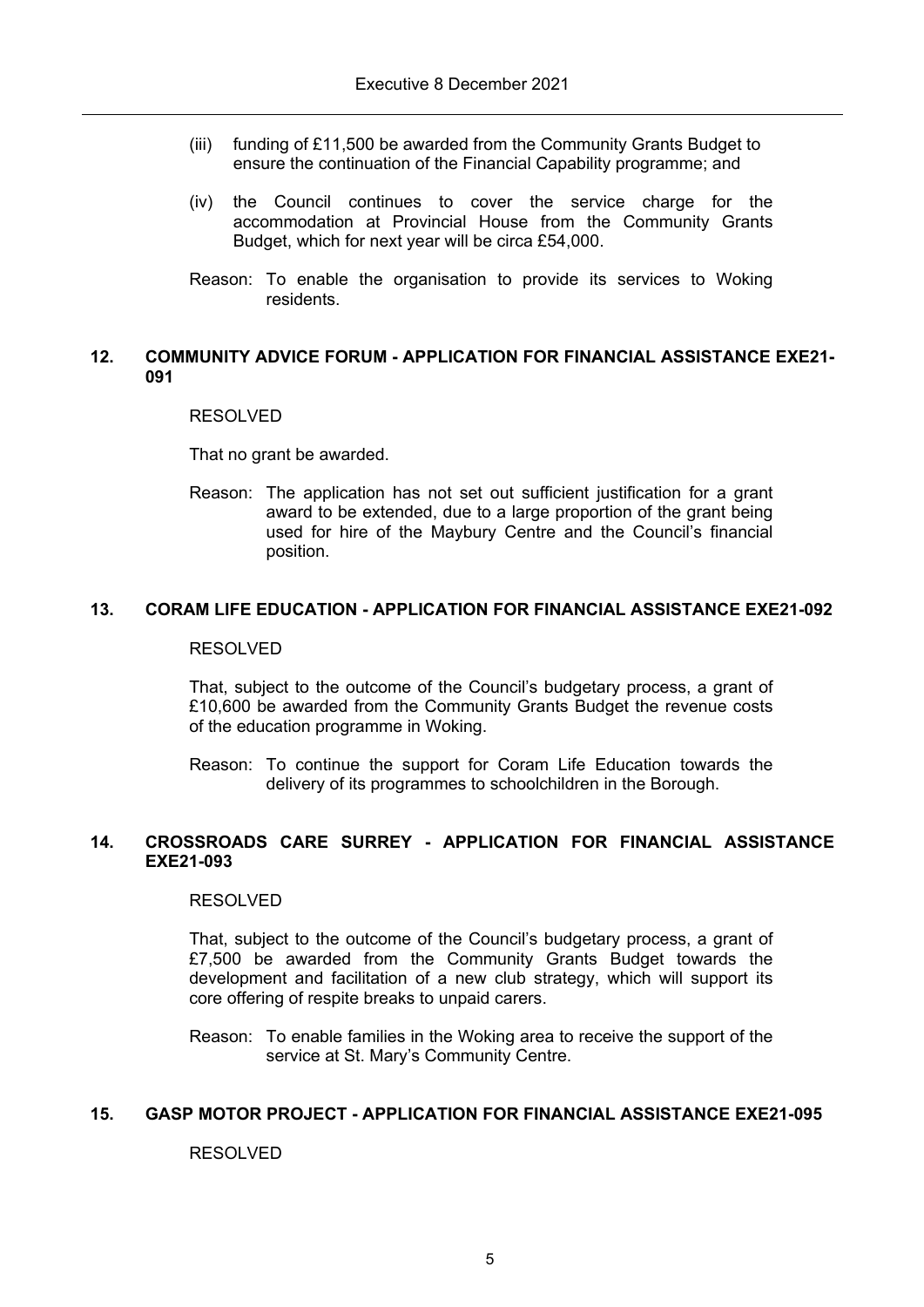(iii) funding of £11,500 be awarded from the Community Grants Budget to ensure the continuation of the Financial Capability programme; and

(iv) the Council continues to cover the service charge for the accommodation at Provincial House from the Community Grants Budget, which for next year will be circa £54,000.

Reason: To enable the organisation to provide its services to Woking residents.

## 12. COMMUNITY ADVICE FORUM - APPLICATION FOR FINANCIAL ASSISTANCE EXE21-091

RESOLVED

That no grant be awarded.

Reason: The application has not set out sufficient justification for a grant award to be extended, due to a large proportion of the grant being used for hire of the Maybury Centre and the Council's financial position.

## 13. CORAM LIFE EDUCATION - APPLICATION FOR FINANCIAL ASSISTANCE EXE21-092

RESOLVED

That, subject to the outcome of the Council's budgetary process, a grant of £10,600 be awarded from the Community Grants Budget the revenue costs of the education programme in Woking.

Reason: To continue the support for Coram Life Education towards the delivery of its programmes to schoolchildren in the Borough.

## 14. CROSSROADS CARE SURREY - APPLICATION FOR FINANCIAL ASSISTANCE EXE21-093

RESOLVED

That, subject to the outcome of the Council's budgetary process, a grant of £7,500 be awarded from the Community Grants Budget towards the development and facilitation of a new club strategy, which will support its core offering of respite breaks to unpaid carers.

Reason: To enable families in the Woking area to receive the support of the service at St. Mary's Community Centre.

## 15. GASP MOTOR PROJECT - APPLICATION FOR FINANCIAL ASSISTANCE EXE21-095

RESOLVED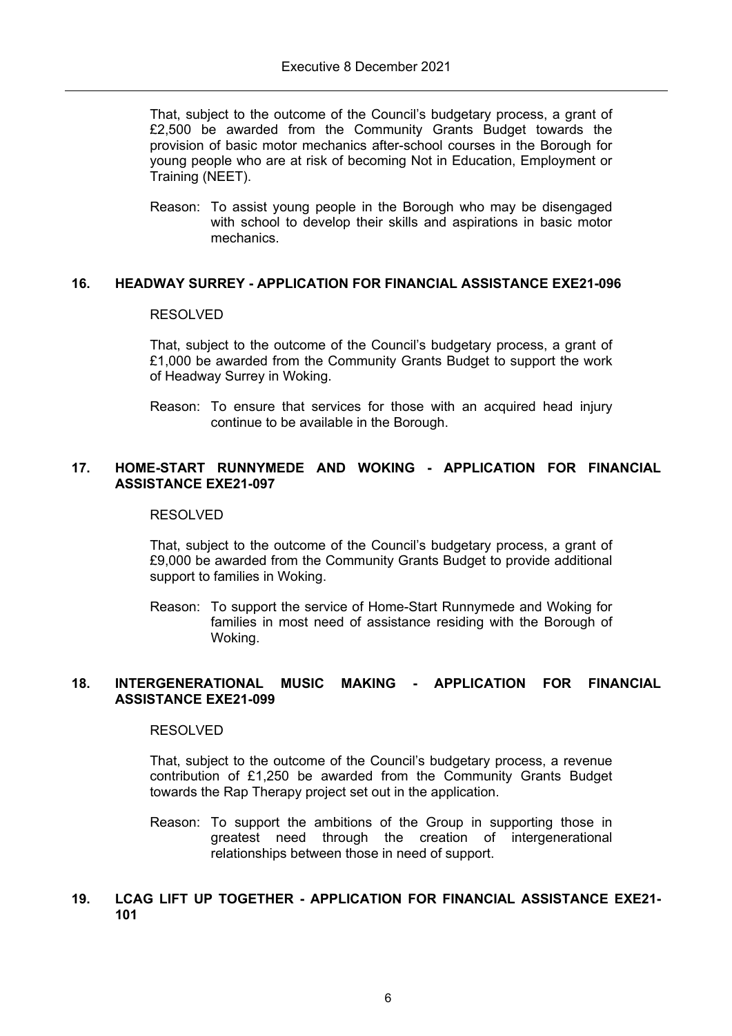That, subject to the outcome of the Council's budgetary process, a grant of £2,500 be awarded from the Community Grants Budget towards the provision of basic motor mechanics after-school courses in the Borough for young people who are at risk of becoming Not in Education, Employment or Training (NEET).

Reason: To assist young people in the Borough who may be disengaged with school to develop their skills and aspirations in basic motor mechanics.

## 16. HEADWAY SURREY - APPLICATION FOR FINANCIAL ASSISTANCE EXE21-096

RESOLVED

That, subject to the outcome of the Council's budgetary process, a grant of £1,000 be awarded from the Community Grants Budget to support the work of Headway Surrey in Woking.

Reason: To ensure that services for those with an acquired head injury continue to be available in the Borough.

## 17. HOME-START RUNNYMEDE AND WOKING - APPLICATION FOR FINANCIAL ASSISTANCE EXE21-097

RESOLVED

That, subject to the outcome of the Council's budgetary process, a grant of £9,000 be awarded from the Community Grants Budget to provide additional support to families in Woking.

Reason: To support the service of Home-Start Runnymede and Woking for families in most need of assistance residing with the Borough of Woking.

## 18. INTERGENERATIONAL MUSIC MAKING - APPLICATION FOR FINANCIAL ASSISTANCE EXE21-099

RESOLVED

That, subject to the outcome of the Council's budgetary process, a revenue contribution of £1,250 be awarded from the Community Grants Budget towards the Rap Therapy project set out in the application.

Reason: To support the ambitions of the Group in supporting those in greatest need through the creation of intergenerational relationships between those in need of support.

## 19. LCAG LIFT UP TOGETHER - APPLICATION FOR FINANCIAL ASSISTANCE EXE21-101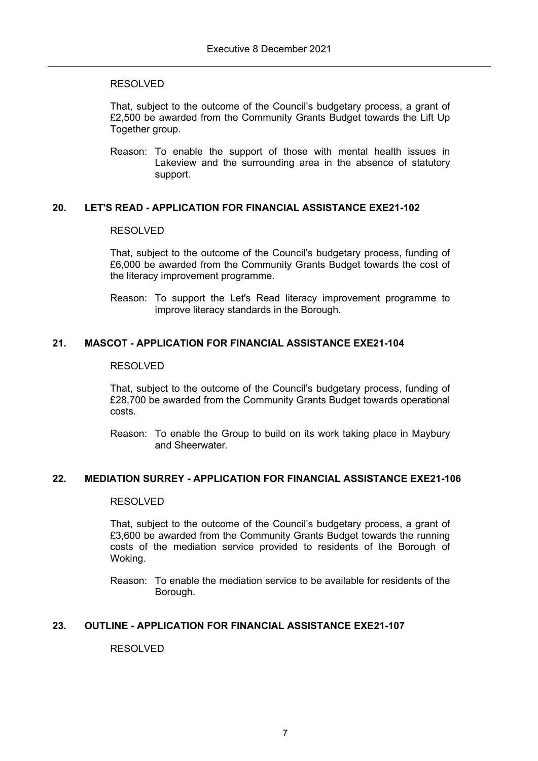RESOLVED

That, subject to the outcome of the Council's budgetary process, a grant of £2,500 be awarded from the Community Grants Budget towards the Lift Up Together group.

Reason: To enable the support of those with mental health issues in Lakeview and the surrounding area in the absence of statutory support.

## 20. LET'S READ - APPLICATION FOR FINANCIAL ASSISTANCE EXE21-102

RESOLVED

That, subject to the outcome of the Council's budgetary process, funding of £6,000 be awarded from the Community Grants Budget towards the cost of the literacy improvement programme.

Reason: To support the Let's Read literacy improvement programme to improve literacy standards in the Borough.

## 21. MASCOT - APPLICATION FOR FINANCIAL ASSISTANCE EXE21-104

RESOLVED

That, subject to the outcome of the Council's budgetary process, funding of £28,700 be awarded from the Community Grants Budget towards operational costs.

Reason: To enable the Group to build on its work taking place in Maybury and Sheerwater.

## 22. MEDIATION SURREY - APPLICATION FOR FINANCIAL ASSISTANCE EXE21-106

RESOLVED

That, subject to the outcome of the Council's budgetary process, a grant of £3,600 be awarded from the Community Grants Budget towards the running costs of the mediation service provided to residents of the Borough of Woking.

Reason: To enable the mediation service to be available for residents of the Borough.

## 23. OUTLINE - APPLICATION FOR FINANCIAL ASSISTANCE EXE21-107

RESOLVED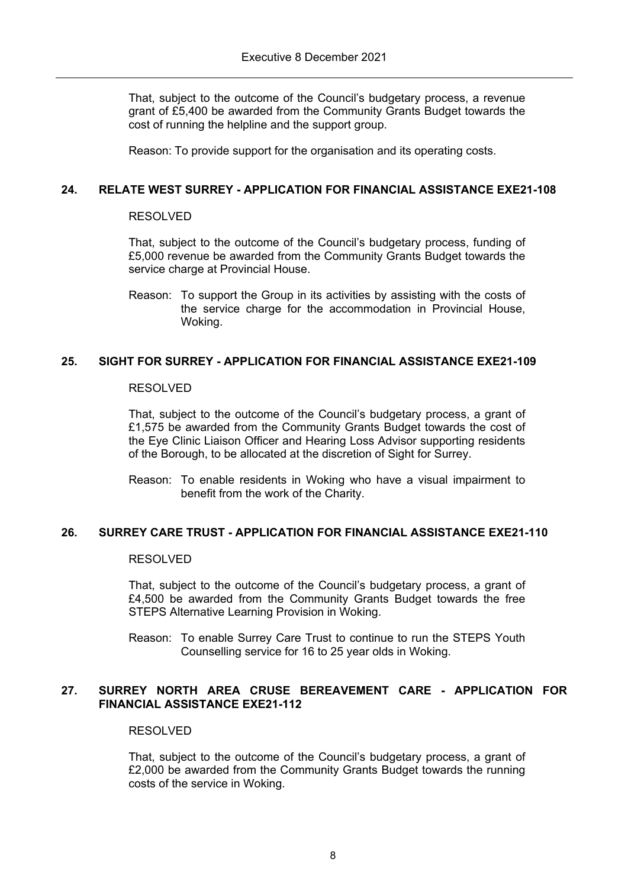That, subject to the outcome of the Council's budgetary process, a revenue grant of £5,400 be awarded from the Community Grants Budget towards the cost of running the helpline and the support group.

Reason: To provide support for the organisation and its operating costs.

## 24. RELATE WEST SURREY - APPLICATION FOR FINANCIAL ASSISTANCE EXE21-108

RESOLVED

That, subject to the outcome of the Council's budgetary process, funding of £5,000 revenue be awarded from the Community Grants Budget towards the service charge at Provincial House.

Reason: To support the Group in its activities by assisting with the costs of the service charge for the accommodation in Provincial House, Woking.

## 25. SIGHT FOR SURREY - APPLICATION FOR FINANCIAL ASSISTANCE EXE21-109

RESOLVED

That, subject to the outcome of the Council's budgetary process, a grant of £1,575 be awarded from the Community Grants Budget towards the cost of the Eye Clinic Liaison Officer and Hearing Loss Advisor supporting residents of the Borough, to be allocated at the discretion of Sight for Surrey.

Reason: To enable residents in Woking who have a visual impairment to benefit from the work of the Charity.

## 26. SURREY CARE TRUST - APPLICATION FOR FINANCIAL ASSISTANCE EXE21-110

RESOLVED

That, subject to the outcome of the Council's budgetary process, a grant of £4,500 be awarded from the Community Grants Budget towards the free STEPS Alternative Learning Provision in Woking.

Reason: To enable Surrey Care Trust to continue to run the STEPS Youth Counselling service for 16 to 25 year olds in Woking.

## 27. SURREY NORTH AREA CRUSE BEREAVEMENT CARE - APPLICATION FOR FINANCIAL ASSISTANCE EXE21-112

RESOLVED

That, subject to the outcome of the Council's budgetary process, a grant of £2,000 be awarded from the Community Grants Budget towards the running costs of the service in Woking.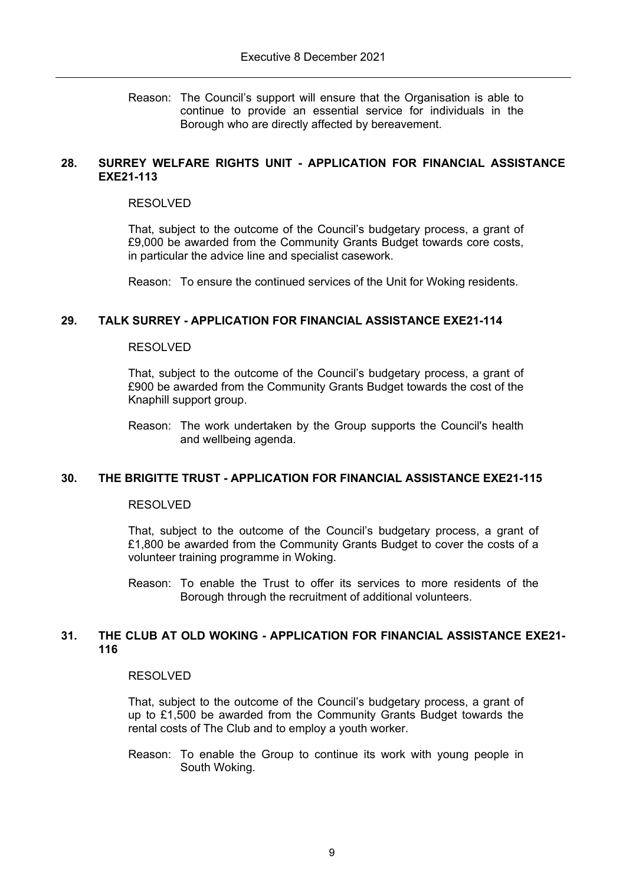Reason: The Council's support will ensure that the Organisation is able to continue to provide an essential service for individuals in the Borough who are directly affected by bereavement.

## 28. SURREY WELFARE RIGHTS UNIT - APPLICATION FOR FINANCIAL ASSISTANCE EXE21-113

RESOLVED

That, subject to the outcome of the Council's budgetary process, a grant of £9,000 be awarded from the Community Grants Budget towards core costs, in particular the advice line and specialist casework.

Reason: To ensure the continued services of the Unit for Woking residents.

## 29. TALK SURREY - APPLICATION FOR FINANCIAL ASSISTANCE EXE21-114

RESOLVED

That, subject to the outcome of the Council's budgetary process, a grant of £900 be awarded from the Community Grants Budget towards the cost of the Knaphill support group.

Reason: The work undertaken by the Group supports the Council's health and wellbeing agenda.

## 30. THE BRIGITTE TRUST - APPLICATION FOR FINANCIAL ASSISTANCE EXE21-115

RESOLVED

That, subject to the outcome of the Council's budgetary process, a grant of £1,800 be awarded from the Community Grants Budget to cover the costs of a volunteer training programme in Woking.

Reason: To enable the Trust to offer its services to more residents of the Borough through the recruitment of additional volunteers.

## 31. THE CLUB AT OLD WOKING - APPLICATION FOR FINANCIAL ASSISTANCE EXE21-116

RESOLVED

That, subject to the outcome of the Council's budgetary process, a grant of up to £1,500 be awarded from the Community Grants Budget towards the rental costs of The Club and to employ a youth worker.

Reason: To enable the Group to continue its work with young people in South Woking.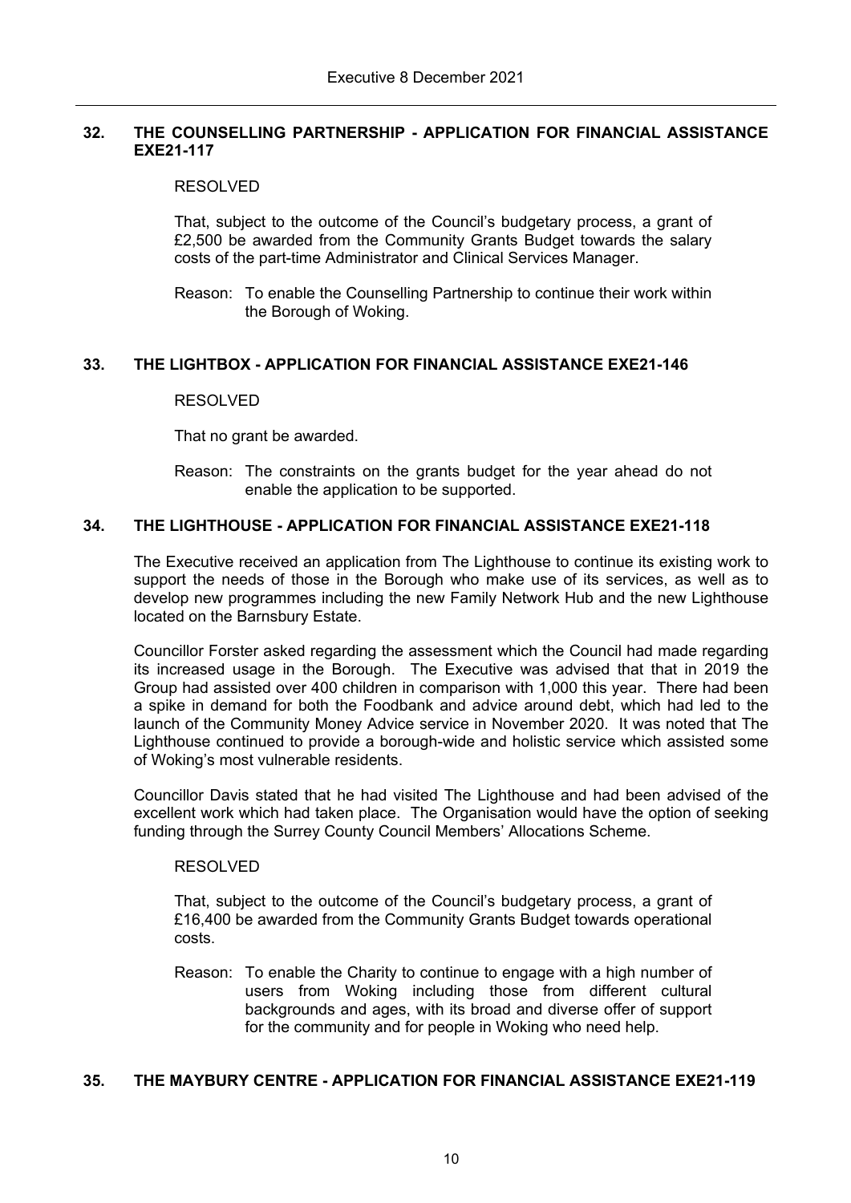## 32. THE COUNSELLING PARTNERSHIP - APPLICATION FOR FINANCIAL ASSISTANCE EXE21-117

RESOLVED

That, subject to the outcome of the Council's budgetary process, a grant of £2,500 be awarded from the Community Grants Budget towards the salary costs of the part-time Administrator and Clinical Services Manager.

Reason: To enable the Counselling Partnership to continue their work within the Borough of Woking.

## 33. THE LIGHTBOX - APPLICATION FOR FINANCIAL ASSISTANCE EXE21-146

RESOLVED

That no grant be awarded.

Reason: The constraints on the grants budget for the year ahead do not enable the application to be supported.

## 34. THE LIGHTHOUSE - APPLICATION FOR FINANCIAL ASSISTANCE EXE21-118

The Executive received an application from The Lighthouse to continue its existing work to support the needs of those in the Borough who make use of its services, as well as to develop new programmes including the new Family Network Hub and the new Lighthouse located on the Barnsbury Estate.

Councillor Forster asked regarding the assessment which the Council had made regarding its increased usage in the Borough. The Executive was advised that that in 2019 the Group had assisted over 400 children in comparison with 1,000 this year. There had been a spike in demand for both the Foodbank and advice around debt, which had led to the launch of the Community Money Advice service in November 2020. It was noted that The Lighthouse continued to provide a borough-wide and holistic service which assisted some of Woking's most vulnerable residents.

Councillor Davis stated that he had visited The Lighthouse and had been advised of the excellent work which had taken place. The Organisation would have the option of seeking funding through the Surrey County Council Members' Allocations Scheme.

RESOLVED

That, subject to the outcome of the Council's budgetary process, a grant of £16,400 be awarded from the Community Grants Budget towards operational costs.

Reason: To enable the Charity to continue to engage with a high number of users from Woking including those from different cultural backgrounds and ages, with its broad and diverse offer of support for the community and for people in Woking who need help.

## 35. THE MAYBURY CENTRE - APPLICATION FOR FINANCIAL ASSISTANCE EXE21-119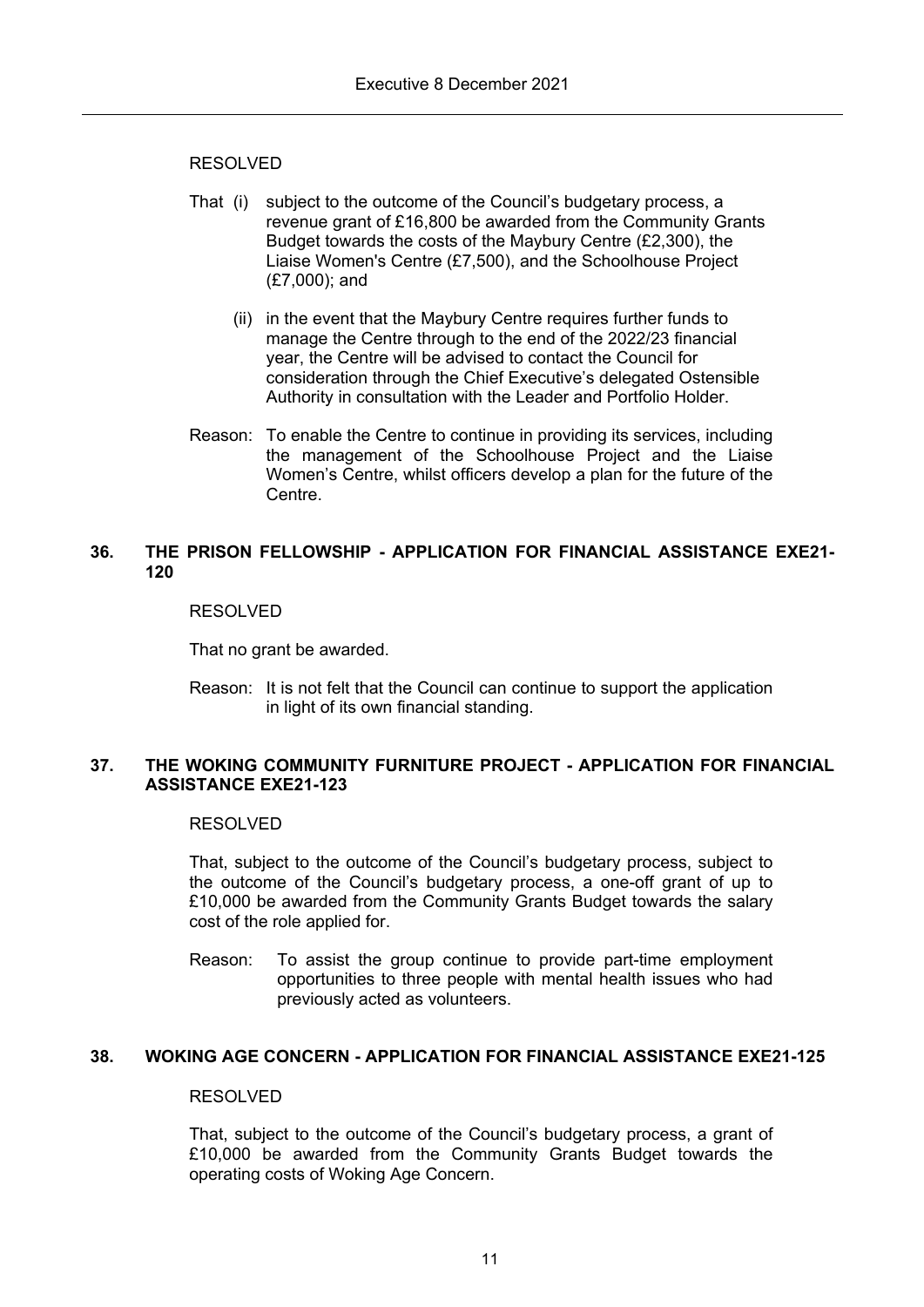RESOLVED

That (i) subject to the outcome of the Council's budgetary process, a revenue grant of £16,800 be awarded from the Community Grants Budget towards the costs of the Maybury Centre (£2,300), the Liaise Women's Centre (£7,500), and the Schoolhouse Project (£7,000); and

(ii) in the event that the Maybury Centre requires further funds to manage the Centre through to the end of the 2022/23 financial year, the Centre will be advised to contact the Council for consideration through the Chief Executive's delegated Ostensible Authority in consultation with the Leader and Portfolio Holder.

Reason: To enable the Centre to continue in providing its services, including the management of the Schoolhouse Project and the Liaise Women's Centre, whilst officers develop a plan for the future of the Centre.

## 36. THE PRISON FELLOWSHIP - APPLICATION FOR FINANCIAL ASSISTANCE EXE21-120

RESOLVED

That no grant be awarded.

Reason: It is not felt that the Council can continue to support the application in light of its own financial standing.

## 37. THE WOKING COMMUNITY FURNITURE PROJECT - APPLICATION FOR FINANCIAL ASSISTANCE EXE21-123

RESOLVED

That, subject to the outcome of the Council's budgetary process, subject to the outcome of the Council's budgetary process, a one-off grant of up to £10,000 be awarded from the Community Grants Budget towards the salary cost of the role applied for.

Reason: To assist the group continue to provide part-time employment opportunities to three people with mental health issues who had previously acted as volunteers.

## 38. WOKING AGE CONCERN - APPLICATION FOR FINANCIAL ASSISTANCE EXE21-125

RESOLVED

That, subject to the outcome of the Council's budgetary process, a grant of £10,000 be awarded from the Community Grants Budget towards the operating costs of Woking Age Concern.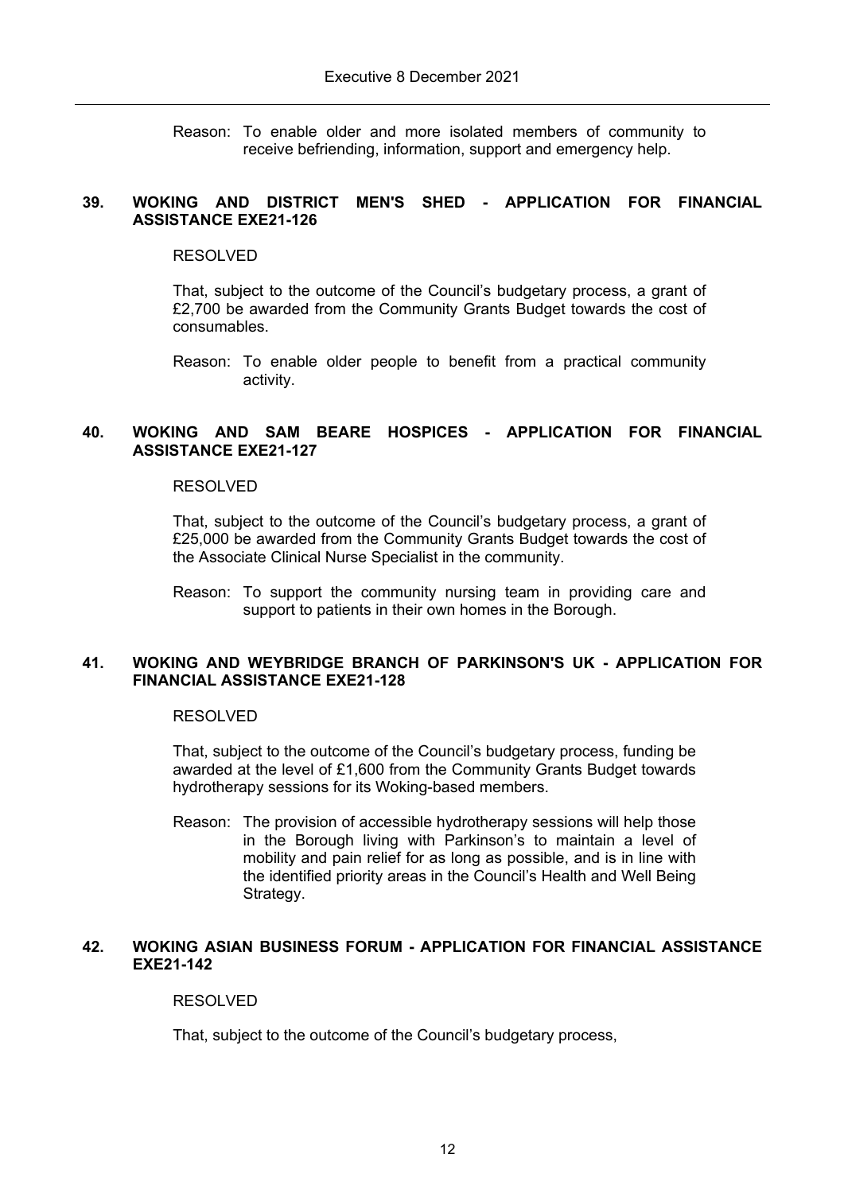Reason: To enable older and more isolated members of community to receive befriending, information, support and emergency help.

**39. WOKING AND DISTRICT MEN'S SHED - APPLICATION FOR FINANCIAL ASSISTANCE EXE21-126**

RESOLVED

That, subject to the outcome of the Council's budgetary process, a grant of £2,700 be awarded from the Community Grants Budget towards the cost of consumables.

Reason: To enable older people to benefit from a practical community activity.

**40. WOKING AND SAM BEARE HOSPICES - APPLICATION FOR FINANCIAL ASSISTANCE EXE21-127**

RESOLVED

That, subject to the outcome of the Council's budgetary process, a grant of £25,000 be awarded from the Community Grants Budget towards the cost of the Associate Clinical Nurse Specialist in the community.

Reason: To support the community nursing team in providing care and support to patients in their own homes in the Borough.

**41. WOKING AND WEYBRIDGE BRANCH OF PARKINSON'S UK - APPLICATION FOR FINANCIAL ASSISTANCE EXE21-128**

RESOLVED

That, subject to the outcome of the Council's budgetary process, funding be awarded at the level of £1,600 from the Community Grants Budget towards hydrotherapy sessions for its Woking-based members.

Reason: The provision of accessible hydrotherapy sessions will help those in the Borough living with Parkinson's to maintain a level of mobility and pain relief for as long as possible, and is in line with the identified priority areas in the Council's Health and Well Being Strategy.

**42. WOKING ASIAN BUSINESS FORUM - APPLICATION FOR FINANCIAL ASSISTANCE EXE21-142**

RESOLVED

That, subject to the outcome of the Council's budgetary process,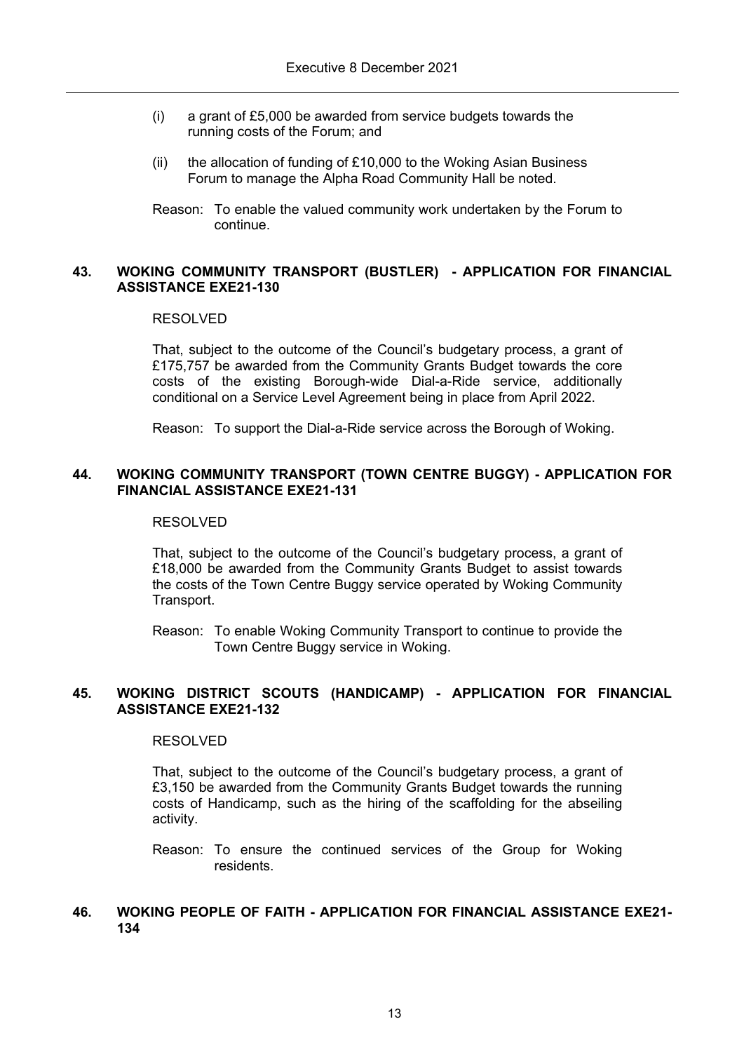(i) a grant of £5,000 be awarded from service budgets towards the running costs of the Forum; and

(ii) the allocation of funding of £10,000 to the Woking Asian Business Forum to manage the Alpha Road Community Hall be noted.

Reason: To enable the valued community work undertaken by the Forum to continue.

## 43. WOKING COMMUNITY TRANSPORT (BUSTLER) - APPLICATION FOR FINANCIAL ASSISTANCE EXE21-130

RESOLVED

That, subject to the outcome of the Council's budgetary process, a grant of £175,757 be awarded from the Community Grants Budget towards the core costs of the existing Borough-wide Dial-a-Ride service, additionally conditional on a Service Level Agreement being in place from April 2022.

Reason: To support the Dial-a-Ride service across the Borough of Woking.

## 44. WOKING COMMUNITY TRANSPORT (TOWN CENTRE BUGGY) - APPLICATION FOR FINANCIAL ASSISTANCE EXE21-131

RESOLVED

That, subject to the outcome of the Council's budgetary process, a grant of £18,000 be awarded from the Community Grants Budget to assist towards the costs of the Town Centre Buggy service operated by Woking Community Transport.

Reason: To enable Woking Community Transport to continue to provide the Town Centre Buggy service in Woking.

## 45. WOKING DISTRICT SCOUTS (HANDICAMP) - APPLICATION FOR FINANCIAL ASSISTANCE EXE21-132

RESOLVED

That, subject to the outcome of the Council's budgetary process, a grant of £3,150 be awarded from the Community Grants Budget towards the running costs of Handicamp, such as the hiring of the scaffolding for the abseiling activity.

Reason: To ensure the continued services of the Group for Woking residents.

## 46. WOKING PEOPLE OF FAITH - APPLICATION FOR FINANCIAL ASSISTANCE EXE21-134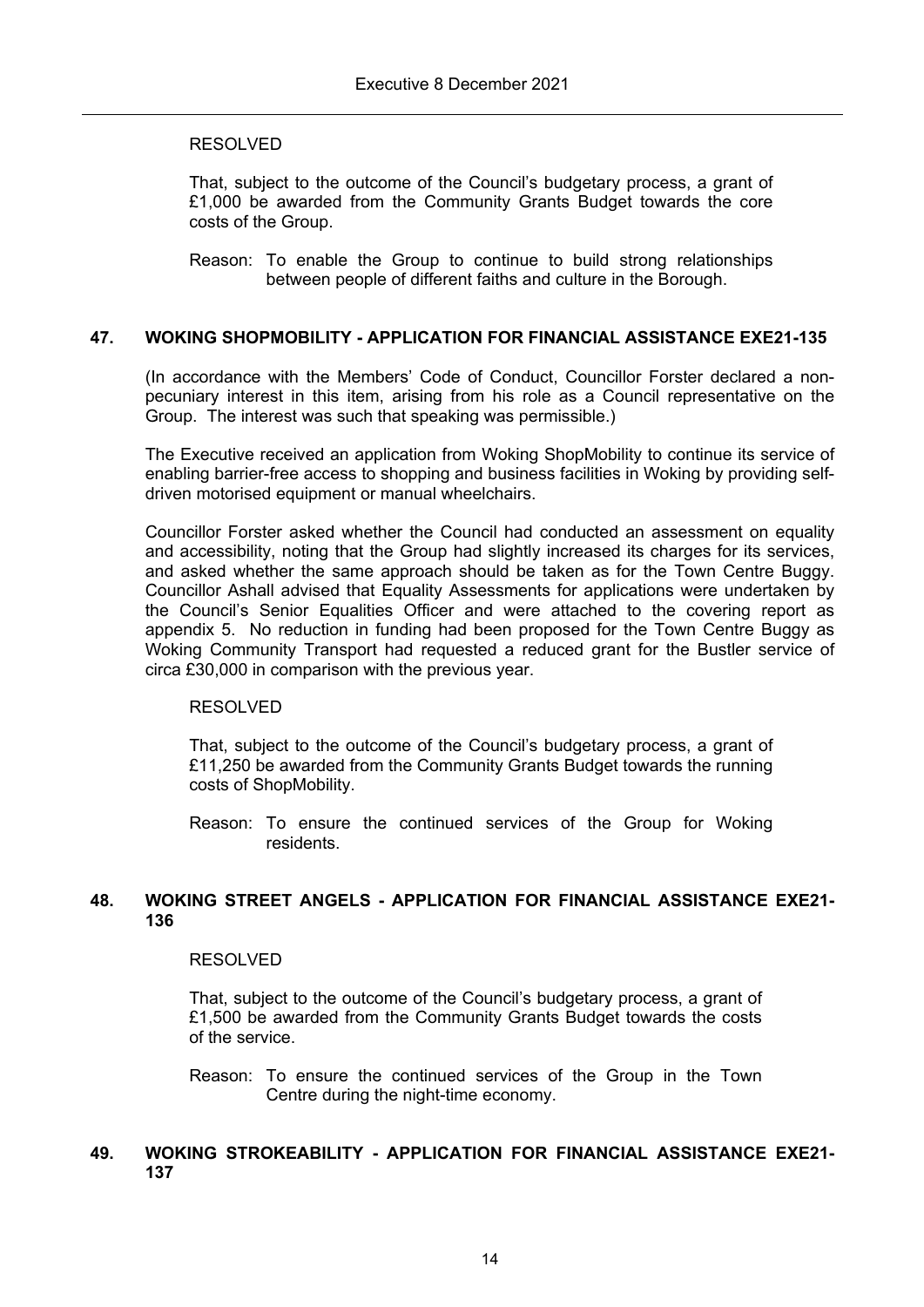RESOLVED

That, subject to the outcome of the Council's budgetary process, a grant of £1,000 be awarded from the Community Grants Budget towards the core costs of the Group.

Reason: To enable the Group to continue to build strong relationships between people of different faiths and culture in the Borough.

## 47. WOKING SHOPMOBILITY - APPLICATION FOR FINANCIAL ASSISTANCE EXE21-135

(In accordance with the Members' Code of Conduct, Councillor Forster declared a non-pecuniary interest in this item, arising from his role as a Council representative on the Group. The interest was such that speaking was permissible.)

The Executive received an application from Woking ShopMobility to continue its service of enabling barrier-free access to shopping and business facilities in Woking by providing self-driven motorised equipment or manual wheelchairs.

Councillor Forster asked whether the Council had conducted an assessment on equality and accessibility, noting that the Group had slightly increased its charges for its services, and asked whether the same approach should be taken as for the Town Centre Buggy. Councillor Ashall advised that Equality Assessments for applications were undertaken by the Council's Senior Equalities Officer and were attached to the covering report as appendix 5. No reduction in funding had been proposed for the Town Centre Buggy as Woking Community Transport had requested a reduced grant for the Bustler service of circa £30,000 in comparison with the previous year.

RESOLVED

That, subject to the outcome of the Council's budgetary process, a grant of £11,250 be awarded from the Community Grants Budget towards the running costs of ShopMobility.

Reason: To ensure the continued services of the Group for Woking residents.

## 48. WOKING STREET ANGELS - APPLICATION FOR FINANCIAL ASSISTANCE EXE21-136

RESOLVED

That, subject to the outcome of the Council's budgetary process, a grant of £1,500 be awarded from the Community Grants Budget towards the costs of the service.

Reason: To ensure the continued services of the Group in the Town Centre during the night-time economy.

## 49. WOKING STROKEABILITY - APPLICATION FOR FINANCIAL ASSISTANCE EXE21-137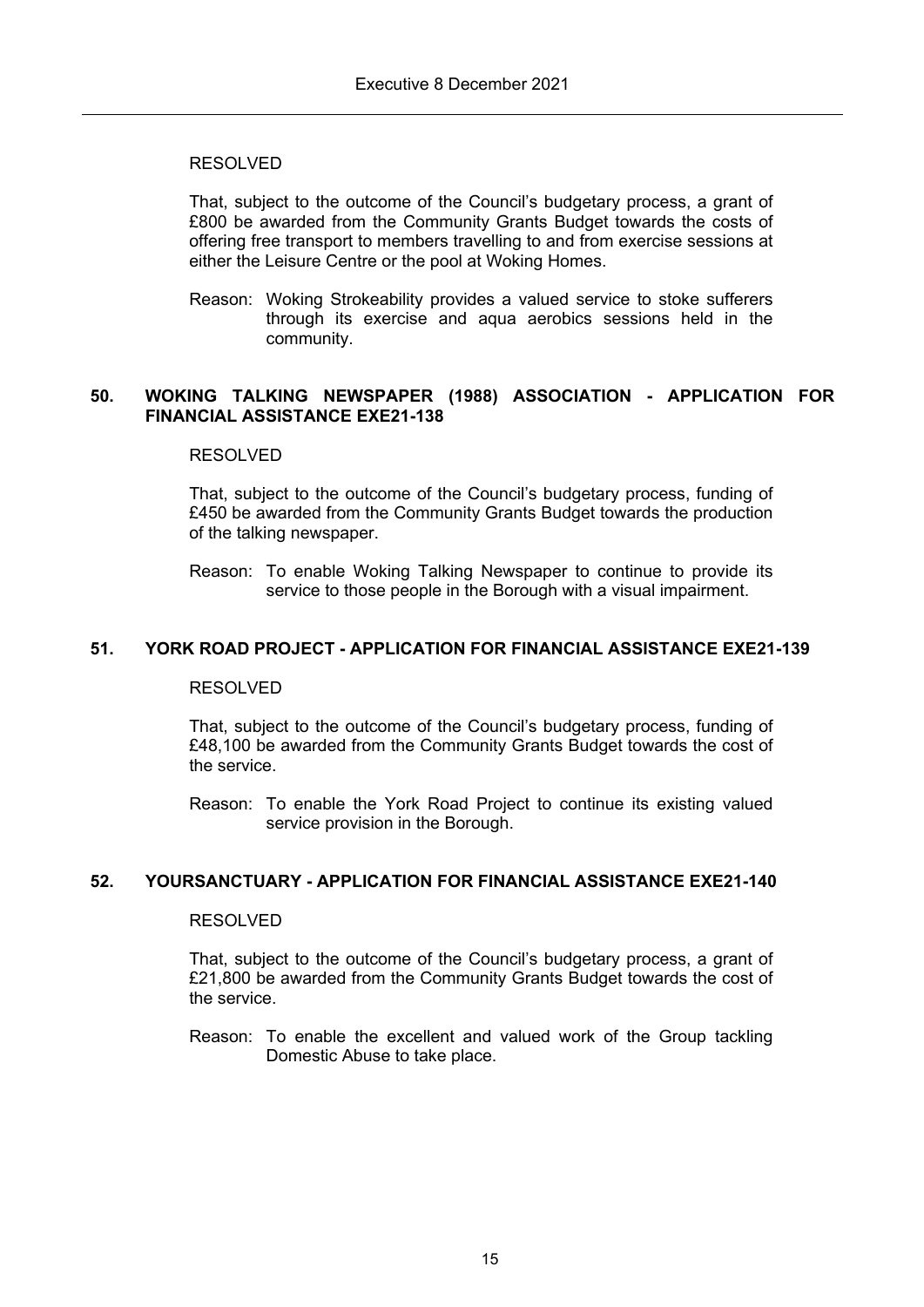RESOLVED

That, subject to the outcome of the Council's budgetary process, a grant of £800 be awarded from the Community Grants Budget towards the costs of offering free transport to members travelling to and from exercise sessions at either the Leisure Centre or the pool at Woking Homes.

Reason: Woking Strokeability provides a valued service to stoke sufferers through its exercise and aqua aerobics sessions held in the community.

**50. WOKING TALKING NEWSPAPER (1988) ASSOCIATION - APPLICATION FOR FINANCIAL ASSISTANCE EXE21-138**

RESOLVED

That, subject to the outcome of the Council's budgetary process, funding of £450 be awarded from the Community Grants Budget towards the production of the talking newspaper.

Reason: To enable Woking Talking Newspaper to continue to provide its service to those people in the Borough with a visual impairment.

**51. YORK ROAD PROJECT - APPLICATION FOR FINANCIAL ASSISTANCE EXE21-139**

RESOLVED

That, subject to the outcome of the Council's budgetary process, funding of £48,100 be awarded from the Community Grants Budget towards the cost of the service.

Reason: To enable the York Road Project to continue its existing valued service provision in the Borough.

**52. YOURSANCTUARY - APPLICATION FOR FINANCIAL ASSISTANCE EXE21-140**

RESOLVED

That, subject to the outcome of the Council's budgetary process, a grant of £21,800 be awarded from the Community Grants Budget towards the cost of the service.

Reason: To enable the excellent and valued work of the Group tackling Domestic Abuse to take place.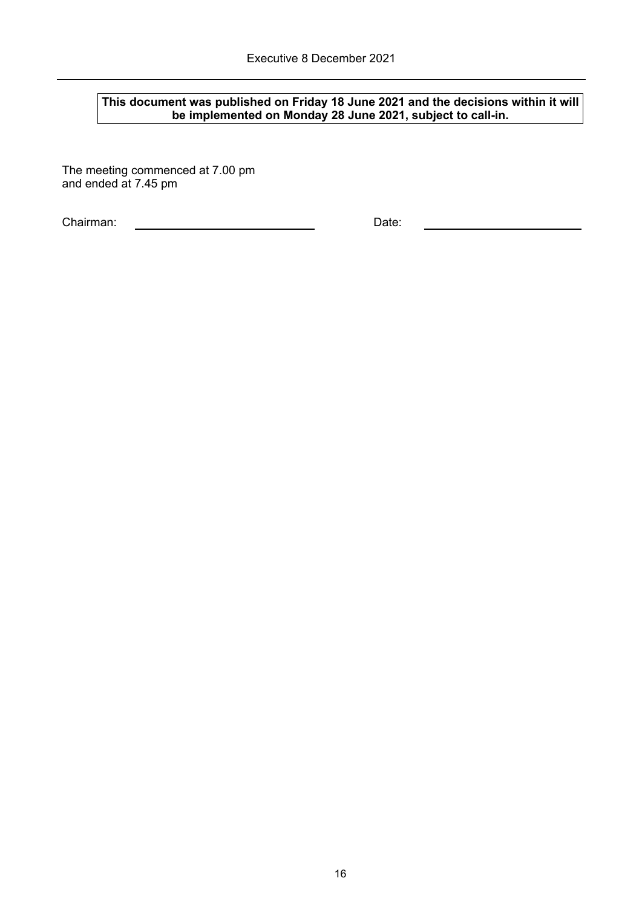**This document was published on Friday 18 June 2021 and the decisions within it will be implemented on Monday 28 June 2021, subject to call-in.**

The meeting commenced at 7.00 pm
and ended at 7.45 pm

Chairman: ____________________ Date: ____________________